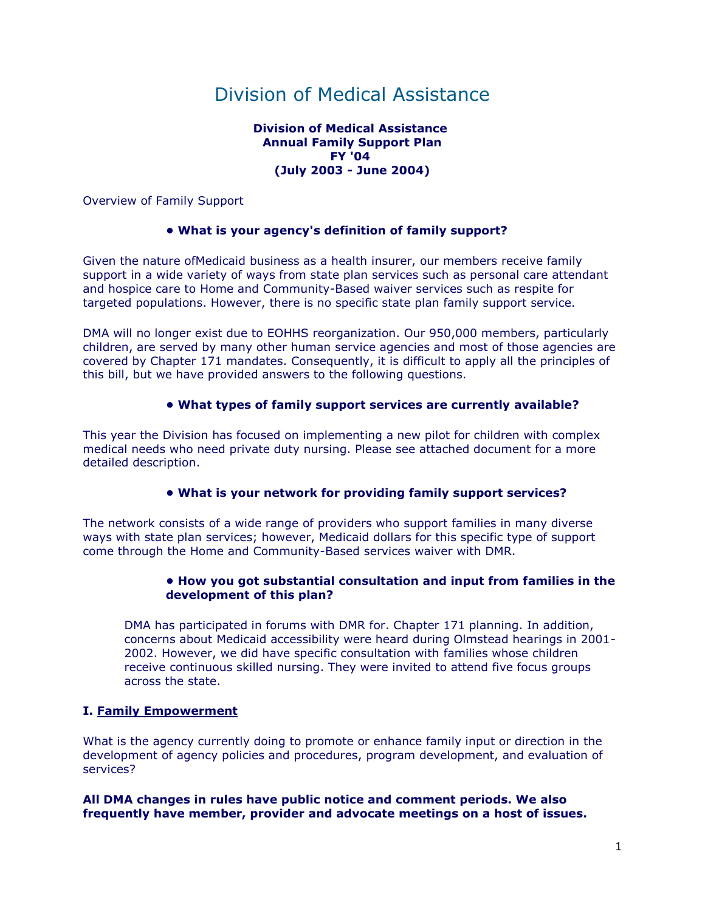# Division of Medical Assistance

**Division of Medical Assistance**
**Annual Family Support Plan**
**FY '04**
**(July 2003 - June 2004)**

Overview of Family Support

**• What is your agency's definition of family support?**

Given the nature ofMedicaid business as a health insurer, our members receive family support in a wide variety of ways from state plan services such as personal care attendant and hospice care to Home and Community-Based waiver services such as respite for targeted populations. However, there is no specific state plan family support service.

DMA will no longer exist due to EOHHS reorganization. Our 950,000 members, particularly children, are served by many other human service agencies and most of those agencies are covered by Chapter 171 mandates. Consequently, it is difficult to apply all the principles of this bill, but we have provided answers to the following questions.

**• What types of family support services are currently available?**

This year the Division has focused on implementing a new pilot for children with complex medical needs who need private duty nursing. Please see attached document for a more detailed description.

**• What is your network for providing family support services?**

The network consists of a wide range of providers who support families in many diverse ways with state plan services; however, Medicaid dollars for this specific type of support come through the Home and Community-Based services waiver with DMR.

**• How you got substantial consultation and input from families in the development of this plan?**

DMA has participated in forums with DMR for. Chapter 171 planning. In addition, concerns about Medicaid accessibility were heard during Olmstead hearings in 2001-2002. However, we did have specific consultation with families whose children receive continuous skilled nursing. They were invited to attend five focus groups across the state.

**I. Family Empowerment**

What is the agency currently doing to promote or enhance family input or direction in the development of agency policies and procedures, program development, and evaluation of services?

**All DMA changes in rules have public notice and comment periods. We also frequently have member, provider and advocate meetings on a host of issues.**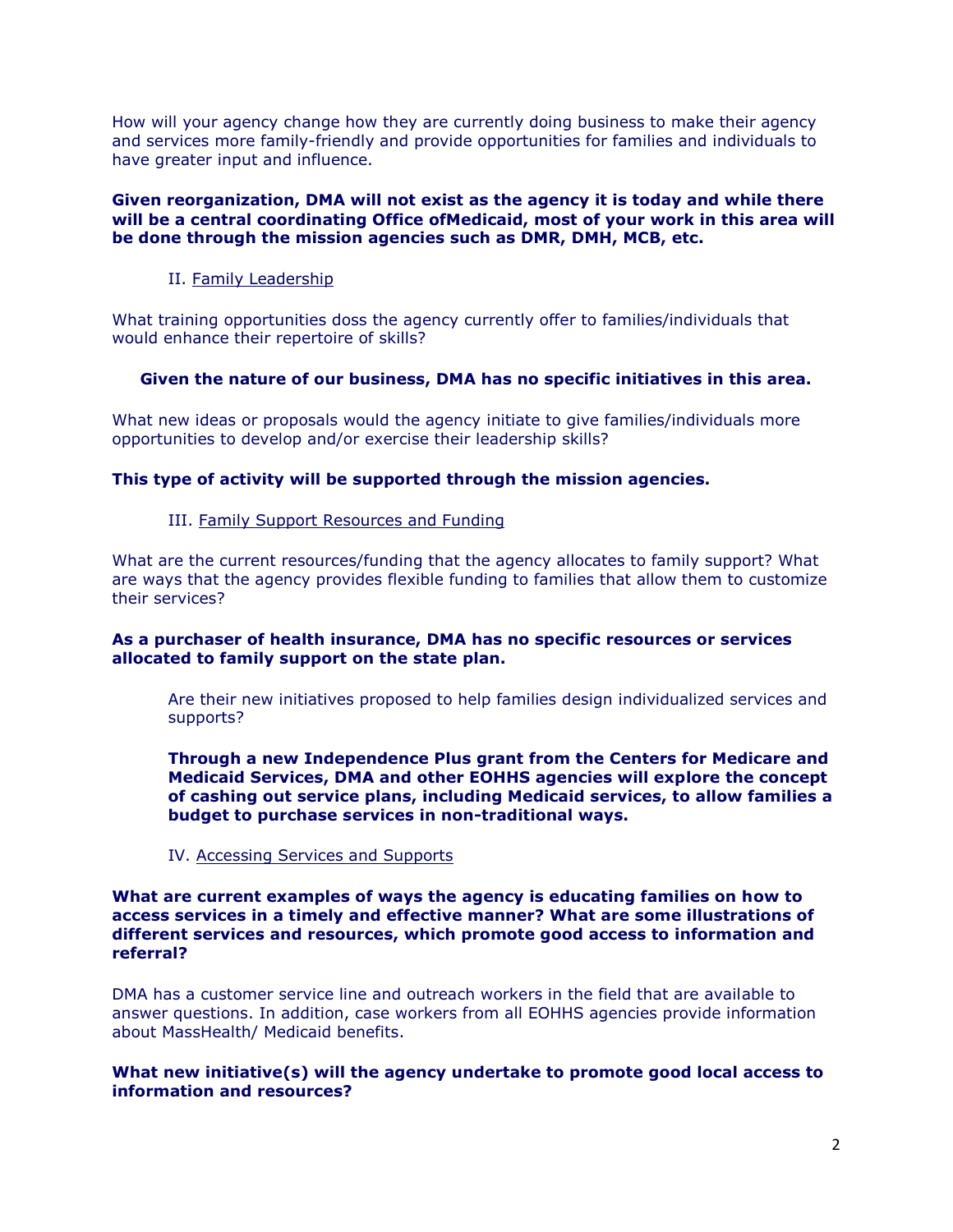How will your agency change how they are currently doing business to make their agency and services more family-friendly and provide opportunities for families and individuals to have greater input and influence.

**Given reorganization, DMA will not exist as the agency it is today and while there will be a central coordinating Office ofMedicaid, most of your work in this area will be done through the mission agencies such as DMR, DMH, MCB, etc.**

II. Family Leadership

What training opportunities doss the agency currently offer to families/individuals that would enhance their repertoire of skills?

**Given the nature of our business, DMA has no specific initiatives in this area.**

What new ideas or proposals would the agency initiate to give families/individuals more opportunities to develop and/or exercise their leadership skills?

**This type of activity will be supported through the mission agencies.**

III. Family Support Resources and Funding

What are the current resources/funding that the agency allocates to family support? What are ways that the agency provides flexible funding to families that allow them to customize their services?

**As a purchaser of health insurance, DMA has no specific resources or services allocated to family support on the state plan.**

Are their new initiatives proposed to help families design individualized services and supports?

**Through a new Independence Plus grant from the Centers for Medicare and Medicaid Services, DMA and other EOHHS agencies will explore the concept of cashing out service plans, including Medicaid services, to allow families a budget to purchase services in non-traditional ways.**

IV. Accessing Services and Supports

**What are current examples of ways the agency is educating families on how to access services in a timely and effective manner? What are some illustrations of different services and resources, which promote good access to information and referral?**

DMA has a customer service line and outreach workers in the field that are available to answer questions. In addition, case workers from all EOHHS agencies provide information about MassHealth/ Medicaid benefits.

**What new initiative(s) will the agency undertake to promote good local access to information and resources?**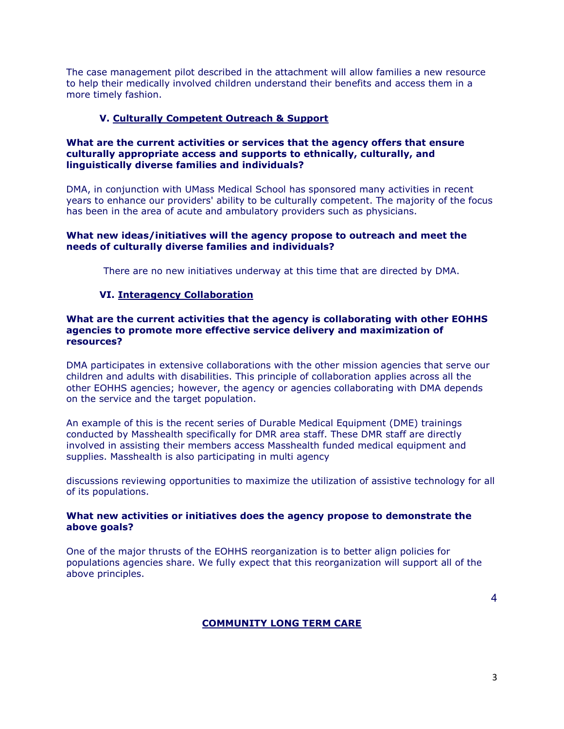The case management pilot described in the attachment will allow families a new resource to help their medically involved children understand their benefits and access them in a more timely fashion.

### V. Culturally Competent Outreach & Support

**What are the current activities or services that the agency offers that ensure culturally appropriate access and supports to ethnically, culturally, and linguistically diverse families and individuals?**

DMA, in conjunction with UMass Medical School has sponsored many activities in recent years to enhance our providers' ability to be culturally competent. The majority of the focus has been in the area of acute and ambulatory providers such as physicians.

**What new ideas/initiatives will the agency propose to outreach and meet the needs of culturally diverse families and individuals?**

There are no new initiatives underway at this time that are directed by DMA.

### VI. Interagency Collaboration

**What are the current activities that the agency is collaborating with other EOHHS agencies to promote more effective service delivery and maximization of resources?**

DMA participates in extensive collaborations with the other mission agencies that serve our children and adults with disabilities. This principle of collaboration applies across all the other EOHHS agencies; however, the agency or agencies collaborating with DMA depends on the service and the target population.

An example of this is the recent series of Durable Medical Equipment (DME) trainings conducted by Masshealth specifically for DMR area staff. These DMR staff are directly involved in assisting their members access Masshealth funded medical equipment and supplies. Masshealth is also participating in multi agency discussions reviewing opportunities to maximize the utilization of assistive technology for all of its populations.

**What new activities or initiatives does the agency propose to demonstrate the above goals?**

One of the major thrusts of the EOHHS reorganization is to better align policies for populations agencies share. We fully expect that this reorganization will support all of the above principles.

## COMMUNITY LONG TERM CARE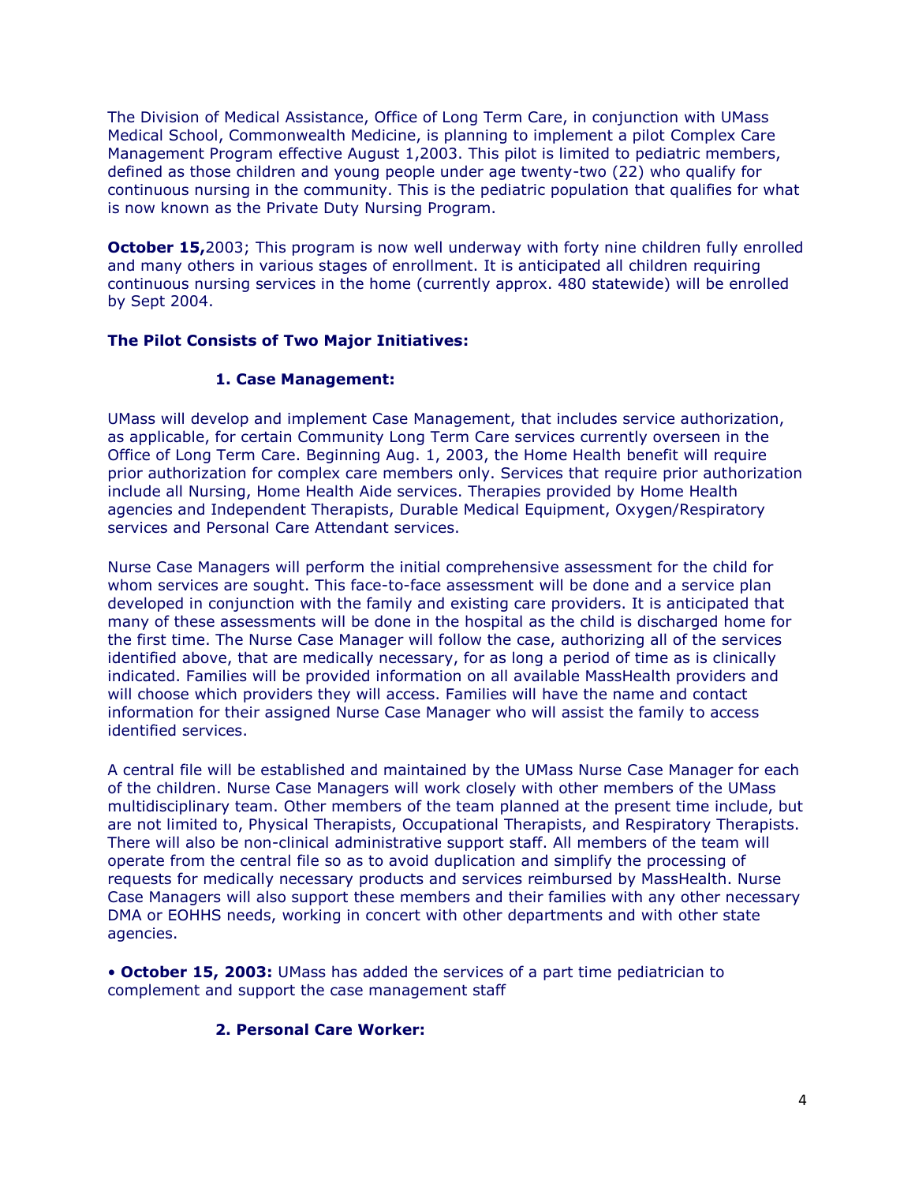The Division of Medical Assistance, Office of Long Term Care, in conjunction with UMass Medical School, Commonwealth Medicine, is planning to implement a pilot Complex Care Management Program effective August 1,2003. This pilot is limited to pediatric members, defined as those children and young people under age twenty-two (22) who qualify for continuous nursing in the community. This is the pediatric population that qualifies for what is now known as the Private Duty Nursing Program.

**October 15,**2003; This program is now well underway with forty nine children fully enrolled and many others in various stages of enrollment. It is anticipated all children requiring continuous nursing services in the home (currently approx. 480 statewide) will be enrolled by Sept 2004.

**The Pilot Consists of Two Major Initiatives:**

**1. Case Management:**

UMass will develop and implement Case Management, that includes service authorization, as applicable, for certain Community Long Term Care services currently overseen in the Office of Long Term Care. Beginning Aug. 1, 2003, the Home Health benefit will require prior authorization for complex care members only. Services that require prior authorization include all Nursing, Home Health Aide services. Therapies provided by Home Health agencies and Independent Therapists, Durable Medical Equipment, Oxygen/Respiratory services and Personal Care Attendant services.

Nurse Case Managers will perform the initial comprehensive assessment for the child for whom services are sought. This face-to-face assessment will be done and a service plan developed in conjunction with the family and existing care providers. It is anticipated that many of these assessments will be done in the hospital as the child is discharged home for the first time. The Nurse Case Manager will follow the case, authorizing all of the services identified above, that are medically necessary, for as long a period of time as is clinically indicated. Families will be provided information on all available MassHealth providers and will choose which providers they will access. Families will have the name and contact information for their assigned Nurse Case Manager who will assist the family to access identified services.

A central file will be established and maintained by the UMass Nurse Case Manager for each of the children. Nurse Case Managers will work closely with other members of the UMass multidisciplinary team. Other members of the team planned at the present time include, but are not limited to, Physical Therapists, Occupational Therapists, and Respiratory Therapists. There will also be non-clinical administrative support staff. All members of the team will operate from the central file so as to avoid duplication and simplify the processing of requests for medically necessary products and services reimbursed by MassHealth. Nurse Case Managers will also support these members and their families with any other necessary DMA or EOHHS needs, working in concert with other departments and with other state agencies.

- **October 15, 2003:** UMass has added the services of a part time pediatrician to complement and support the case management staff

**2. Personal Care Worker:**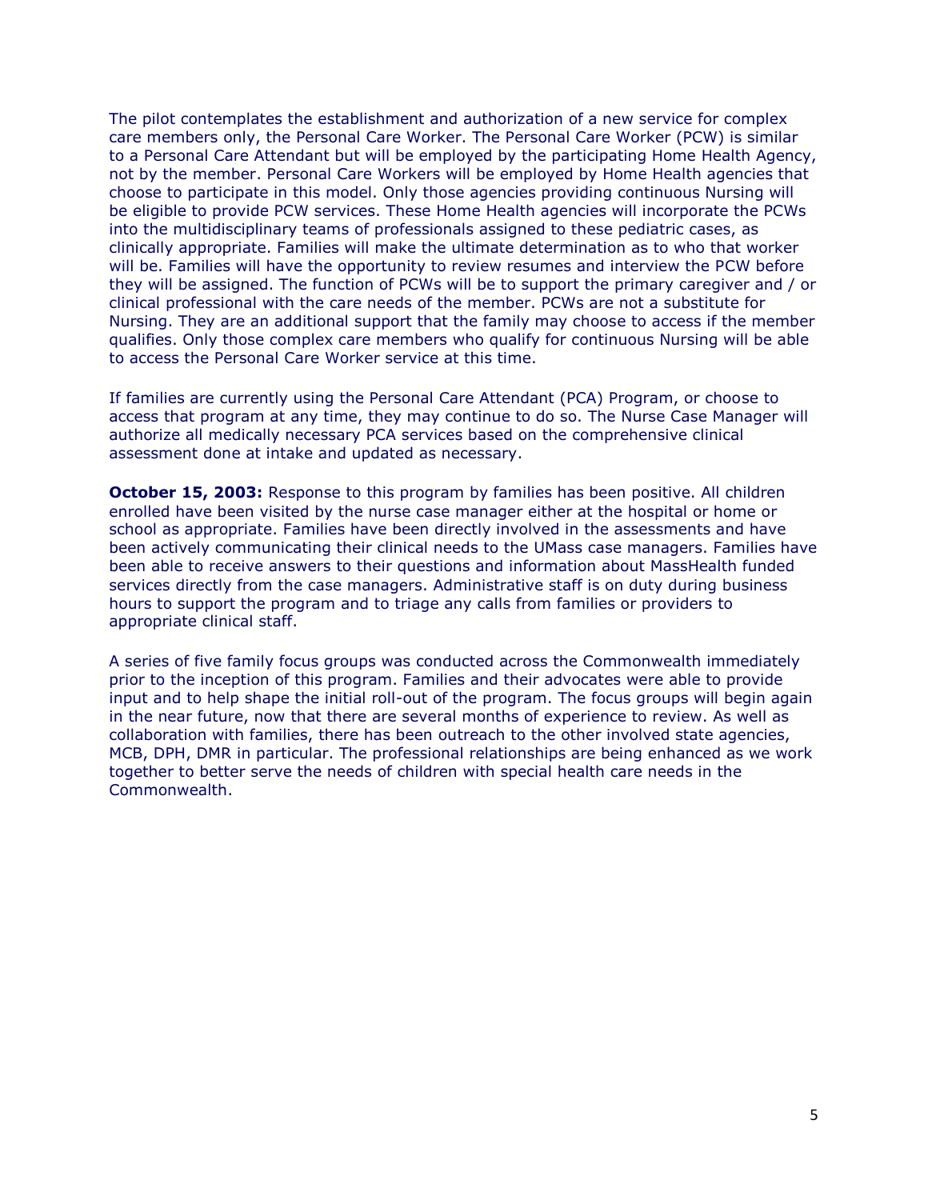The pilot contemplates the establishment and authorization of a new service for complex care members only, the Personal Care Worker. The Personal Care Worker (PCW) is similar to a Personal Care Attendant but will be employed by the participating Home Health Agency, not by the member. Personal Care Workers will be employed by Home Health agencies that choose to participate in this model. Only those agencies providing continuous Nursing will be eligible to provide PCW services. These Home Health agencies will incorporate the PCWs into the multidisciplinary teams of professionals assigned to these pediatric cases, as clinically appropriate. Families will make the ultimate determination as to who that worker will be. Families will have the opportunity to review resumes and interview the PCW before they will be assigned. The function of PCWs will be to support the primary caregiver and / or clinical professional with the care needs of the member. PCWs are not a substitute for Nursing. They are an additional support that the family may choose to access if the member qualifies. Only those complex care members who qualify for continuous Nursing will be able to access the Personal Care Worker service at this time.

If families are currently using the Personal Care Attendant (PCA) Program, or choose to access that program at any time, they may continue to do so. The Nurse Case Manager will authorize all medically necessary PCA services based on the comprehensive clinical assessment done at intake and updated as necessary.

**October 15, 2003:** Response to this program by families has been positive. All children enrolled have been visited by the nurse case manager either at the hospital or home or school as appropriate. Families have been directly involved in the assessments and have been actively communicating their clinical needs to the UMass case managers. Families have been able to receive answers to their questions and information about MassHealth funded services directly from the case managers. Administrative staff is on duty during business hours to support the program and to triage any calls from families or providers to appropriate clinical staff.

A series of five family focus groups was conducted across the Commonwealth immediately prior to the inception of this program. Families and their advocates were able to provide input and to help shape the initial roll-out of the program. The focus groups will begin again in the near future, now that there are several months of experience to review. As well as collaboration with families, there has been outreach to the other involved state agencies, MCB, DPH, DMR in particular. The professional relationships are being enhanced as we work together to better serve the needs of children with special health care needs in the Commonwealth.